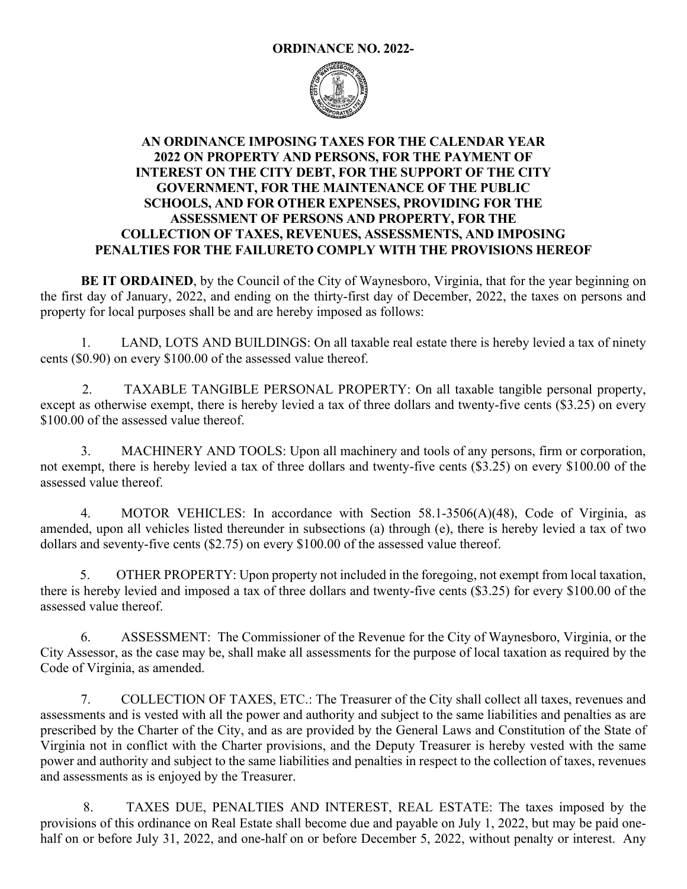**ORDINANCE NO. 2022-**

**AN ORDINANCE IMPOSING TAXES FOR THE CALENDAR YEAR 2022 ON PROPERTY AND PERSONS, FOR THE PAYMENT OF INTEREST ON THE CITY DEBT, FOR THE SUPPORT OF THE CITY GOVERNMENT, FOR THE MAINTENANCE OF THE PUBLIC SCHOOLS, AND FOR OTHER EXPENSES, PROVIDING FOR THE ASSESSMENT OF PERSONS AND PROPERTY, FOR THE COLLECTION OF TAXES, REVENUES, ASSESSMENTS, AND IMPOSING PENALTIES FOR THE FAILURETO COMPLY WITH THE PROVISIONS HEREOF**

**BE IT ORDAINED**, by the Council of the City of Waynesboro, Virginia, that for the year beginning on the first day of January, 2022, and ending on the thirty-first day of December, 2022, the taxes on persons and property for local purposes shall be and are hereby imposed as follows:

1. LAND, LOTS AND BUILDINGS: On all taxable real estate there is hereby levied a tax of ninety cents ($0.90) on every $100.00 of the assessed value thereof.

2. TAXABLE TANGIBLE PERSONAL PROPERTY: On all taxable tangible personal property, except as otherwise exempt, there is hereby levied a tax of three dollars and twenty-five cents ($3.25) on every $100.00 of the assessed value thereof.

3. MACHINERY AND TOOLS: Upon all machinery and tools of any persons, firm or corporation, not exempt, there is hereby levied a tax of three dollars and twenty-five cents ($3.25) on every $100.00 of the assessed value thereof.

4. MOTOR VEHICLES: In accordance with Section 58.1-3506(A)(48), Code of Virginia, as amended, upon all vehicles listed thereunder in subsections (a) through (e), there is hereby levied a tax of two dollars and seventy-five cents ($2.75) on every $100.00 of the assessed value thereof.

5. OTHER PROPERTY: Upon property not included in the foregoing, not exempt from local taxation, there is hereby levied and imposed a tax of three dollars and twenty-five cents ($3.25) for every $100.00 of the assessed value thereof.

6. ASSESSMENT: The Commissioner of the Revenue for the City of Waynesboro, Virginia, or the City Assessor, as the case may be, shall make all assessments for the purpose of local taxation as required by the Code of Virginia, as amended.

7. COLLECTION OF TAXES, ETC.: The Treasurer of the City shall collect all taxes, revenues and assessments and is vested with all the power and authority and subject to the same liabilities and penalties as are prescribed by the Charter of the City, and as are provided by the General Laws and Constitution of the State of Virginia not in conflict with the Charter provisions, and the Deputy Treasurer is hereby vested with the same power and authority and subject to the same liabilities and penalties in respect to the collection of taxes, revenues and assessments as is enjoyed by the Treasurer.

8. TAXES DUE, PENALTIES AND INTEREST, REAL ESTATE: The taxes imposed by the provisions of this ordinance on Real Estate shall become due and payable on July 1, 2022, but may be paid one-half on or before July 31, 2022, and one-half on or before December 5, 2022, without penalty or interest. Any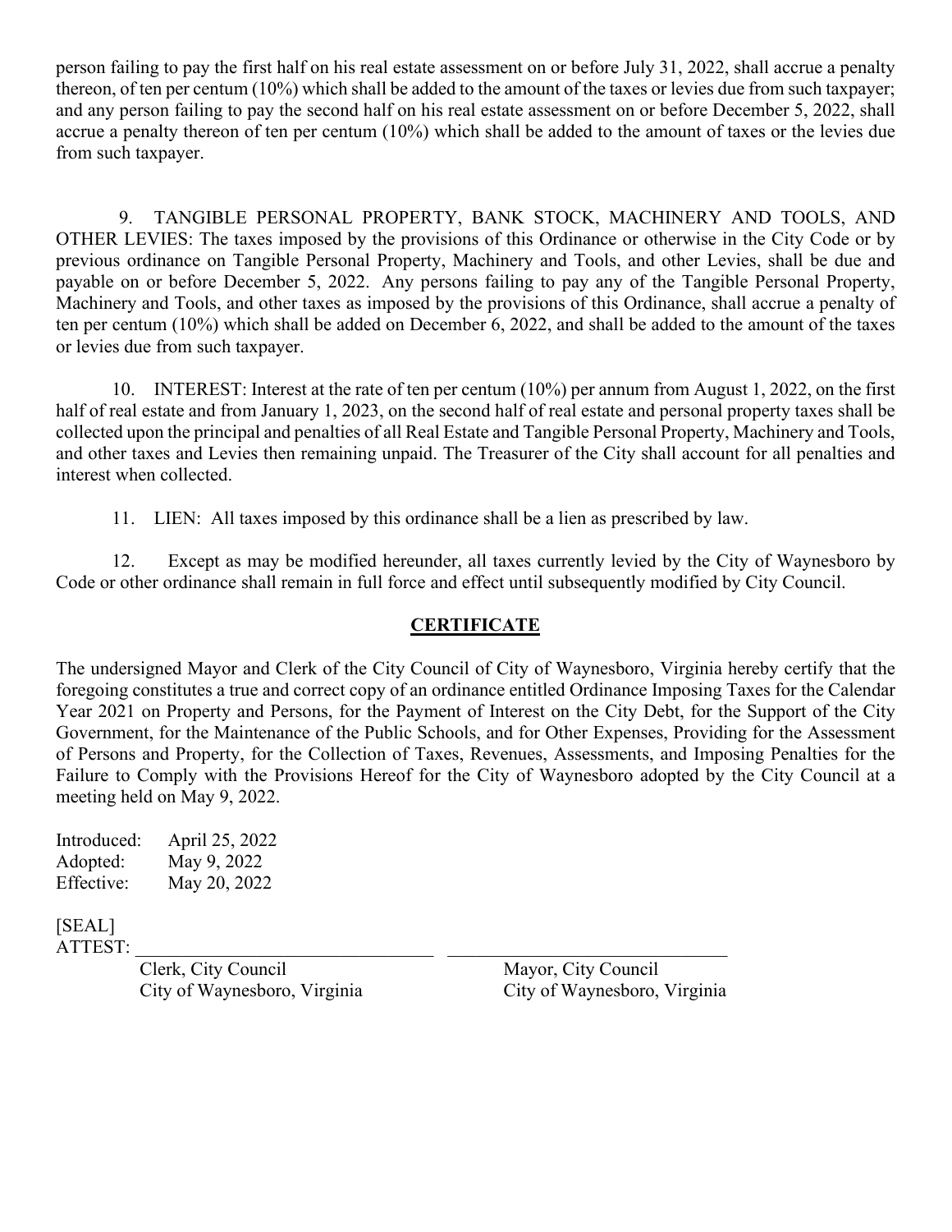person failing to pay the first half on his real estate assessment on or before July 31, 2022, shall accrue a penalty thereon, of ten per centum (10%) which shall be added to the amount of the taxes or levies due from such taxpayer; and any person failing to pay the second half on his real estate assessment on or before December 5, 2022, shall accrue a penalty thereon of ten per centum (10%) which shall be added to the amount of taxes or the levies due from such taxpayer.

9. TANGIBLE PERSONAL PROPERTY, BANK STOCK, MACHINERY AND TOOLS, AND OTHER LEVIES: The taxes imposed by the provisions of this Ordinance or otherwise in the City Code or by previous ordinance on Tangible Personal Property, Machinery and Tools, and other Levies, shall be due and payable on or before December 5, 2022. Any persons failing to pay any of the Tangible Personal Property, Machinery and Tools, and other taxes as imposed by the provisions of this Ordinance, shall accrue a penalty of ten per centum (10%) which shall be added on December 6, 2022, and shall be added to the amount of the taxes or levies due from such taxpayer.

10. INTEREST: Interest at the rate of ten per centum (10%) per annum from August 1, 2022, on the first half of real estate and from January 1, 2023, on the second half of real estate and personal property taxes shall be collected upon the principal and penalties of all Real Estate and Tangible Personal Property, Machinery and Tools, and other taxes and Levies then remaining unpaid. The Treasurer of the City shall account for all penalties and interest when collected.

11. LIEN: All taxes imposed by this ordinance shall be a lien as prescribed by law.

12. Except as may be modified hereunder, all taxes currently levied by the City of Waynesboro by Code or other ordinance shall remain in full force and effect until subsequently modified by City Council.

## CERTIFICATE

The undersigned Mayor and Clerk of the City Council of City of Waynesboro, Virginia hereby certify that the foregoing constitutes a true and correct copy of an ordinance entitled Ordinance Imposing Taxes for the Calendar Year 2021 on Property and Persons, for the Payment of Interest on the City Debt, for the Support of the City Government, for the Maintenance of the Public Schools, and for Other Expenses, Providing for the Assessment of Persons and Property, for the Collection of Taxes, Revenues, Assessments, and Imposing Penalties for the Failure to Comply with the Provisions Hereof for the City of Waynesboro adopted by the City Council at a meeting held on May 9, 2022.

Introduced: April 25, 2022
Adopted: May 9, 2022
Effective: May 20, 2022

[SEAL]
ATTEST: ______________________________ ______________________________

Clerk, City Council
City of Waynesboro, Virginia

Mayor, City Council
City of Waynesboro, Virginia